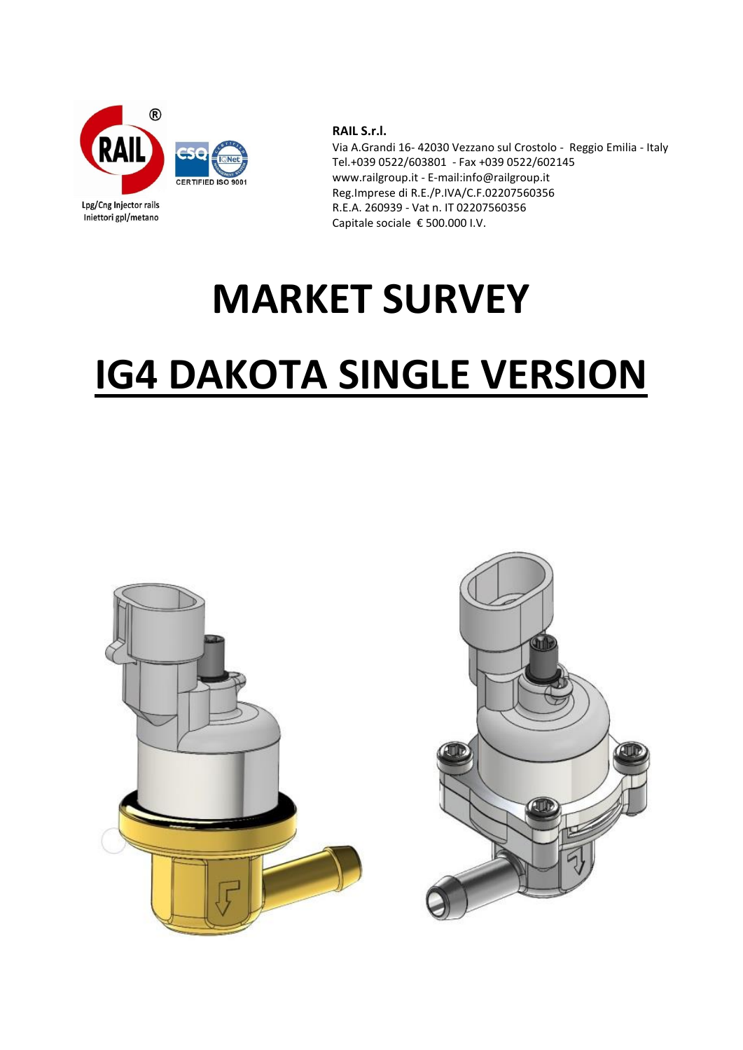Lpg/Cng Injector rails
Iniettori gpl/metano

**RAIL S.r.l.**
Via A.Grandi 16- 42030 Vezzano sul Crostolo - Reggio Emilia - Italy
Tel.+039 0522/603801 - Fax +039 0522/602145
www.railgroup.it - E-mail:info@railgroup.it
Reg.Imprese di R.E./P.IVA/C.F.02207560356
R.E.A. 260939 - Vat n. IT 02207560356
Capitale sociale € 500.000 I.V.

# MARKET SURVEY

# IG4 DAKOTA SINGLE VERSION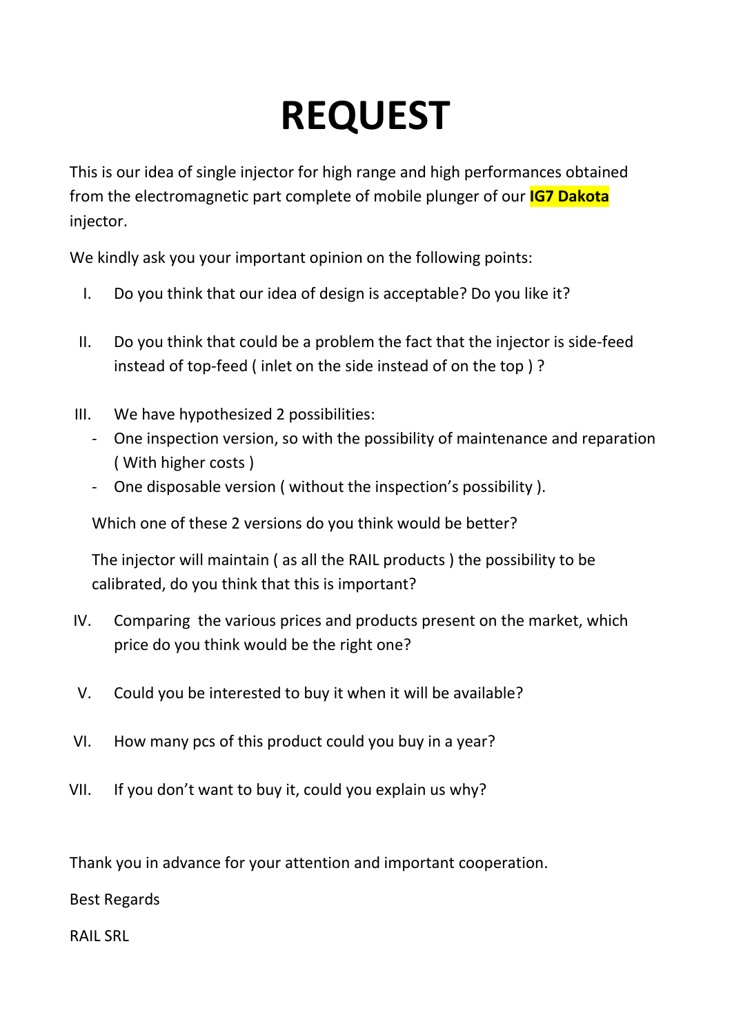# REQUEST

This is our idea of single injector for high range and high performances obtained from the electromagnetic part complete of mobile plunger of our **IG7 Dakota** injector.

We kindly ask you your important opinion on the following points:

I. Do you think that our idea of design is acceptable? Do you like it?

II. Do you think that could be a problem the fact that the injector is side-feed instead of top-feed ( inlet on the side instead of on the top ) ?

III. We have hypothesized 2 possibilities:
   - One inspection version, so with the possibility of maintenance and reparation ( With higher costs )
   - One disposable version ( without the inspection's possibility ).

   Which one of these 2 versions do you think would be better?

   The injector will maintain ( as all the RAIL products ) the possibility to be calibrated, do you think that this is important?

IV. Comparing the various prices and products present on the market, which price do you think would be the right one?

V. Could you be interested to buy it when it will be available?

VI. How many pcs of this product could you buy in a year?

VII. If you don't want to buy it, could you explain us why?

Thank you in advance for your attention and important cooperation.

Best Regards

RAIL SRL